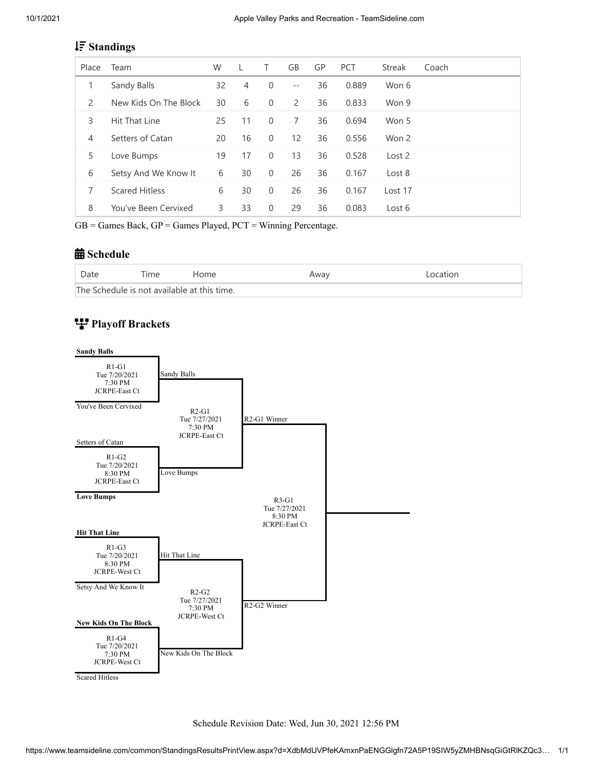## Standings

| Place | Team | W | L | T | GB | GP | PCT | Streak | Coach |
|---|---|---|---|---|---|---|---|---|---|
| 1 | Sandy Balls | 32 | 4 | 0 | -- | 36 | 0.889 | Won 6 | |
| 2 | New Kids On The Block | 30 | 6 | 0 | 2 | 36 | 0.833 | Won 9 | |
| 3 | Hit That Line | 25 | 11 | 0 | 7 | 36 | 0.694 | Won 5 | |
| 4 | Setters of Catan | 20 | 16 | 0 | 12 | 36 | 0.556 | Won 2 | |
| 5 | Love Bumps | 19 | 17 | 0 | 13 | 36 | 0.528 | Lost 2 | |
| 6 | Setsy And We Know It | 6 | 30 | 0 | 26 | 36 | 0.167 | Lost 8 | |
| 7 | Scared Hitless | 6 | 30 | 0 | 26 | 36 | 0.167 | Lost 17 | |
| 8 | You've Been Cervixed | 3 | 33 | 0 | 29 | 36 | 0.083 | Lost 6 | |

GB = Games Back, GP = Games Played, PCT = Winning Percentage.

## Schedule

| Date | Time | Home | Away | Location |
|---|---|---|---|---|
| The Schedule is not available at this time. | | | | |

## Playoff Brackets

**Round 1**

- R1-G1 — Tue 7/20/2021, 7:30 PM, JCRPE-East Ct: **Sandy Balls** vs You've Been Cervixed → Sandy Balls
- R1-G2 — Tue 7/20/2021, 8:30 PM, JCRPE-East Ct: Setters of Catan vs **Love Bumps** → Love Bumps
- R1-G3 — Tue 7/20/2021, 8:30 PM, JCRPE-West Ct: **Hit That Line** vs Setsy And We Know It → Hit That Line
- R1-G4 — Tue 7/20/2021, 7:30 PM, JCRPE-West Ct: **New Kids On The Block** vs Scared Hitless → New Kids On The Block

**Round 2**

- R2-G1 — Tue 7/27/2021, 7:30 PM, JCRPE-East Ct: Sandy Balls vs Love Bumps → R2-G1 Winner
- R2-G2 — Tue 7/27/2021, 7:30 PM, JCRPE-West Ct: Hit That Line vs New Kids On The Block → R2-G2 Winner

**Round 3**

- R3-G1 — Tue 7/27/2021, 8:30 PM, JCRPE-East Ct: R2-G1 Winner vs R2-G2 Winner

Schedule Revision Date: Wed, Jun 30, 2021 12:56 PM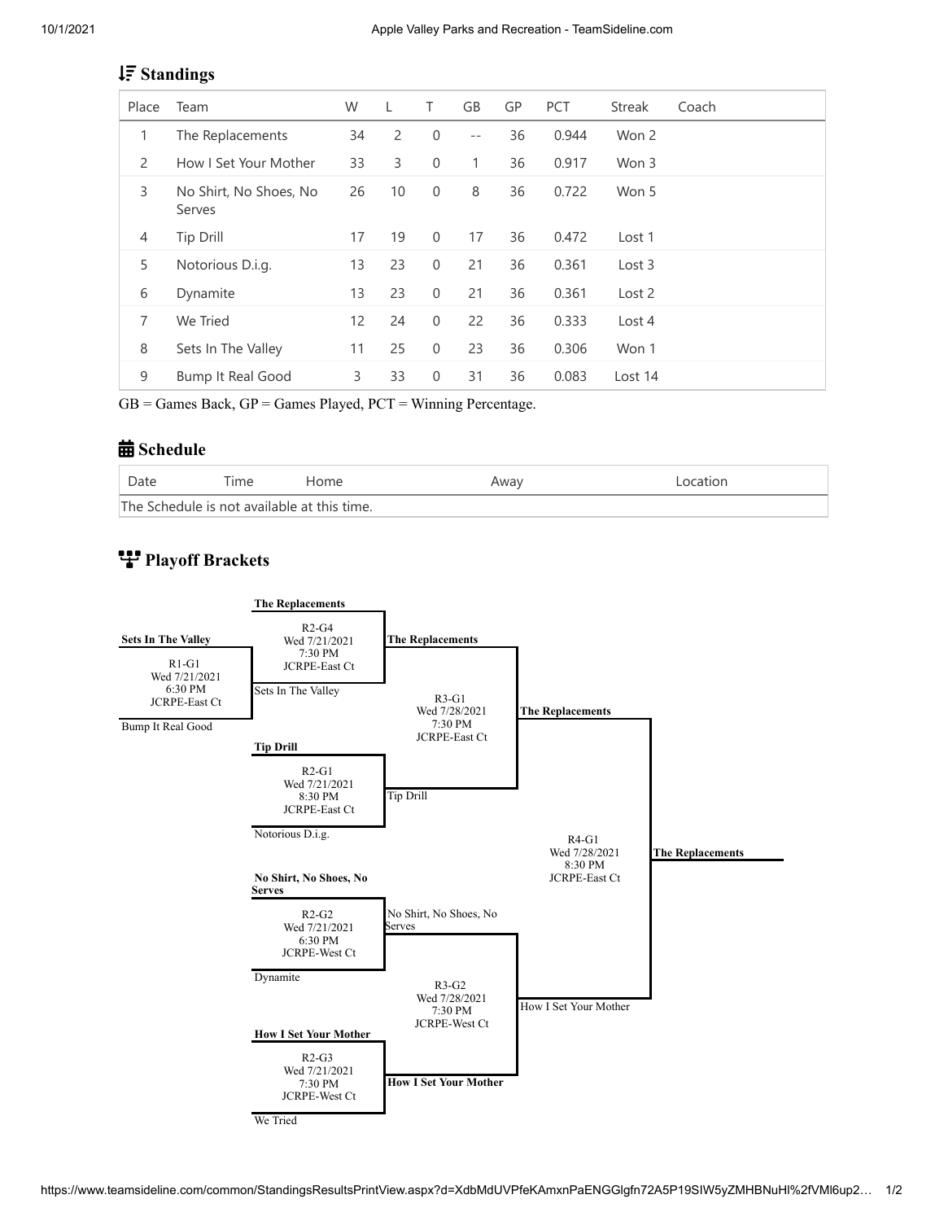## Standings

| Place | Team | W | L | T | GB | GP | PCT | Streak | Coach |
|---|---|---|---|---|---|---|---|---|---|
| 1 | The Replacements | 34 | 2 | 0 | -- | 36 | 0.944 | Won 2 | |
| 2 | How I Set Your Mother | 33 | 3 | 0 | 1 | 36 | 0.917 | Won 3 | |
| 3 | No Shirt, No Shoes, No Serves | 26 | 10 | 0 | 8 | 36 | 0.722 | Won 5 | |
| 4 | Tip Drill | 17 | 19 | 0 | 17 | 36 | 0.472 | Lost 1 | |
| 5 | Notorious D.i.g. | 13 | 23 | 0 | 21 | 36 | 0.361 | Lost 3 | |
| 6 | Dynamite | 13 | 23 | 0 | 21 | 36 | 0.361 | Lost 2 | |
| 7 | We Tried | 12 | 24 | 0 | 22 | 36 | 0.333 | Lost 4 | |
| 8 | Sets In The Valley | 11 | 25 | 0 | 23 | 36 | 0.306 | Won 1 | |
| 9 | Bump It Real Good | 3 | 33 | 0 | 31 | 36 | 0.083 | Lost 14 | |

GB = Games Back, GP = Games Played, PCT = Winning Percentage.

## Schedule

| Date | Time | Home | Away | Location |
|---|---|---|---|---|
| The Schedule is not available at this time. | | | | |

## Playoff Brackets

**R1-G1** — Wed 7/21/2021, 6:30 PM, JCRPE-East Ct
**Sets In The Valley**
Bump It Real Good

**R2-G4** — Wed 7/21/2021, 7:30 PM, JCRPE-East Ct
**The Replacements**
Sets In The Valley

**R2-G1** — Wed 7/21/2021, 8:30 PM, JCRPE-East Ct
**Tip Drill**
Notorious D.i.g.

**R2-G2** — Wed 7/21/2021, 6:30 PM, JCRPE-West Ct
**No Shirt, No Shoes, No Serves**
Dynamite

**R2-G3** — Wed 7/21/2021, 7:30 PM, JCRPE-West Ct
**How I Set Your Mother**
We Tried

**R3-G1** — Wed 7/28/2021, 7:30 PM, JCRPE-East Ct
**The Replacements**
Tip Drill

**R3-G2** — Wed 7/28/2021, 7:30 PM, JCRPE-West Ct
No Shirt, No Shoes, No Serves
**How I Set Your Mother**

**R4-G1** — Wed 7/28/2021, 8:30 PM, JCRPE-East Ct
**The Replacements**
How I Set Your Mother

**The Replacements**